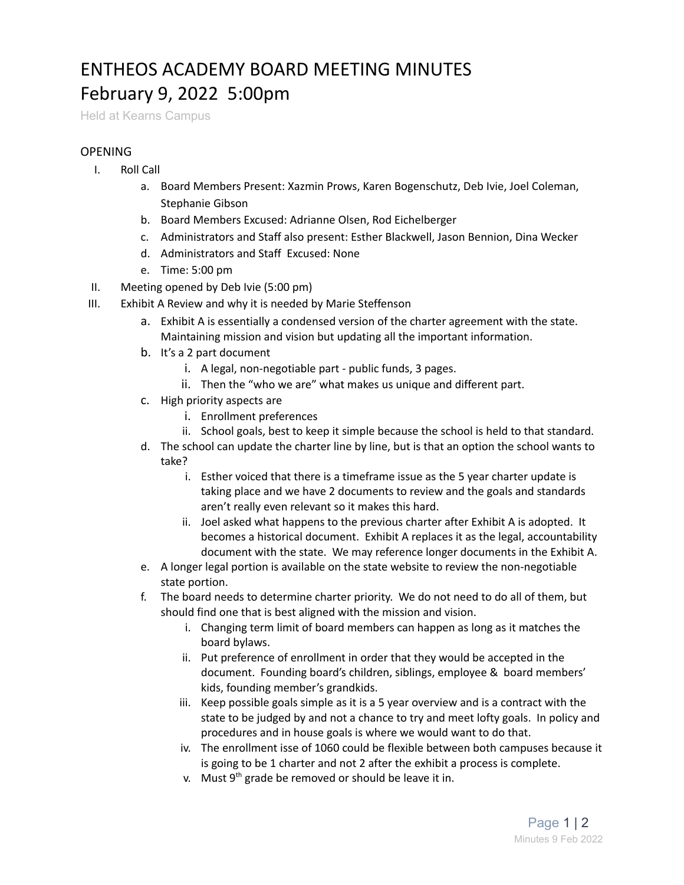# ENTHEOS ACADEMY BOARD MEETING MINUTES

# February 9, 2022 5:00pm

Held at Kearns Campus

## OPENING

I. Roll Call
   a. Board Members Present: Xazmin Prows, Karen Bogenschutz, Deb Ivie, Joel Coleman, Stephanie Gibson
   b. Board Members Excused: Adrianne Olsen, Rod Eichelberger
   c. Administrators and Staff also present: Esther Blackwell, Jason Bennion, Dina Wecker
   d. Administrators and Staff Excused: None
   e. Time: 5:00 pm

II. Meeting opened by Deb Ivie (5:00 pm)

III. Exhibit A Review and why it is needed by Marie Steffenson
   a. Exhibit A is essentially a condensed version of the charter agreement with the state. Maintaining mission and vision but updating all the important information.
   b. It's a 2 part document
      i. A legal, non-negotiable part - public funds, 3 pages.
      ii. Then the "who we are" what makes us unique and different part.
   c. High priority aspects are
      i. Enrollment preferences
      ii. School goals, best to keep it simple because the school is held to that standard.
   d. The school can update the charter line by line, but is that an option the school wants to take?
      i. Esther voiced that there is a timeframe issue as the 5 year charter update is taking place and we have 2 documents to review and the goals and standards aren't really even relevant so it makes this hard.
      ii. Joel asked what happens to the previous charter after Exhibit A is adopted. It becomes a historical document. Exhibit A replaces it as the legal, accountability document with the state. We may reference longer documents in the Exhibit A.
   e. A longer legal portion is available on the state website to review the non-negotiable state portion.
   f. The board needs to determine charter priority. We do not need to do all of them, but should find one that is best aligned with the mission and vision.
      i. Changing term limit of board members can happen as long as it matches the board bylaws.
      ii. Put preference of enrollment in order that they would be accepted in the document. Founding board's children, siblings, employee & board members' kids, founding member's grandkids.
      iii. Keep possible goals simple as it is a 5 year overview and is a contract with the state to be judged by and not a chance to try and meet lofty goals. In policy and procedures and in house goals is where we would want to do that.
      iv. The enrollment isse of 1060 could be flexible between both campuses because it is going to be 1 charter and not 2 after the exhibit a process is complete.
      v. Must 9th grade be removed or should be leave it in.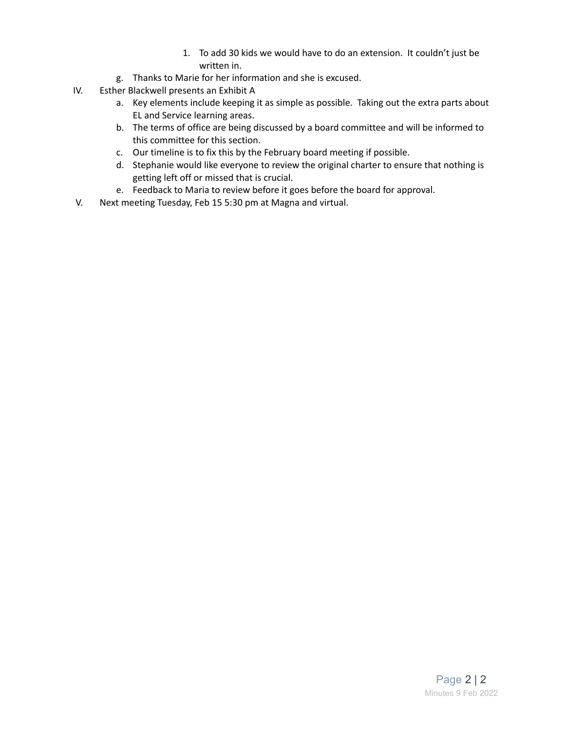1. To add 30 kids we would have to do an extension. It couldn't just be written in.

g. Thanks to Marie for her information and she is excused.

IV. Esther Blackwell presents an Exhibit A
   a. Key elements include keeping it as simple as possible. Taking out the extra parts about EL and Service learning areas.
   b. The terms of office are being discussed by a board committee and will be informed to this committee for this section.
   c. Our timeline is to fix this by the February board meeting if possible.
   d. Stephanie would like everyone to review the original charter to ensure that nothing is getting left off or missed that is crucial.
   e. Feedback to Maria to review before it goes before the board for approval.

V. Next meeting Tuesday, Feb 15 5:30 pm at Magna and virtual.